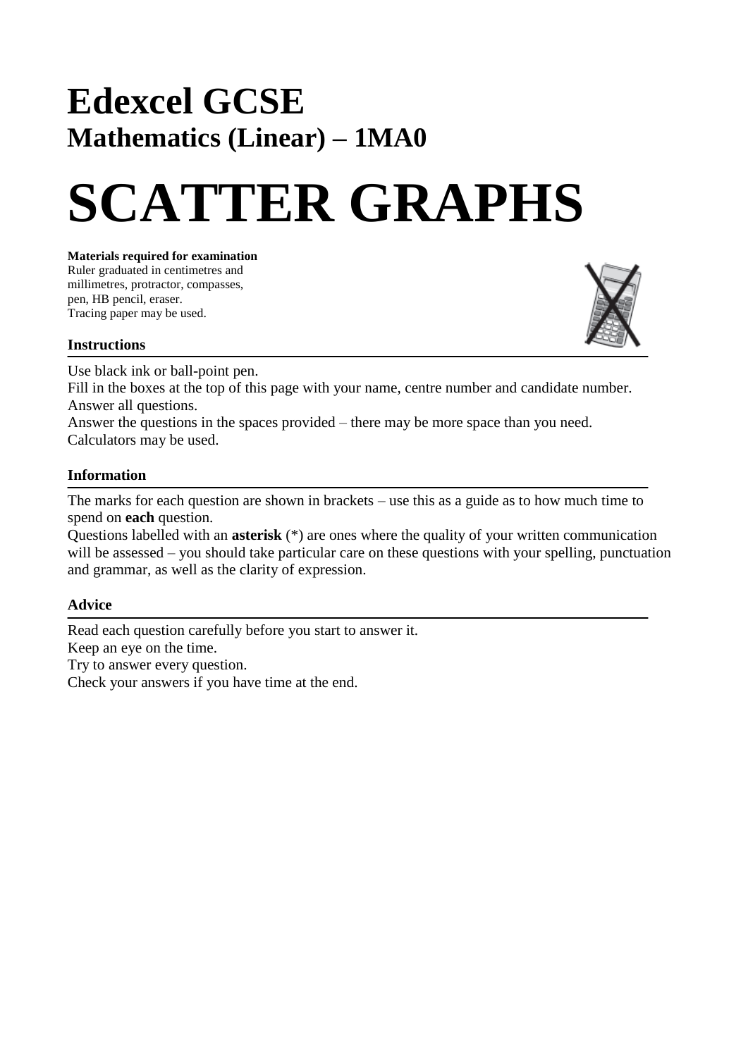# Edexcel GCSE

## Mathematics (Linear) – 1MA0

# SCATTER GRAPHS

**Materials required for examination**
Ruler graduated in centimetres and millimetres, protractor, compasses, pen, HB pencil, eraser.
Tracing paper may be used.

### Instructions

Use black ink or ball-point pen.
Fill in the boxes at the top of this page with your name, centre number and candidate number.
Answer all questions.
Answer the questions in the spaces provided – there may be more space than you need.
Calculators may be used.

### Information

The marks for each question are shown in brackets – use this as a guide as to how much time to spend on **each** question.
Questions labelled with an **asterisk** (*) are ones where the quality of your written communication will be assessed – you should take particular care on these questions with your spelling, punctuation and grammar, as well as the clarity of expression.

### Advice

Read each question carefully before you start to answer it.
Keep an eye on the time.
Try to answer every question.
Check your answers if you have time at the end.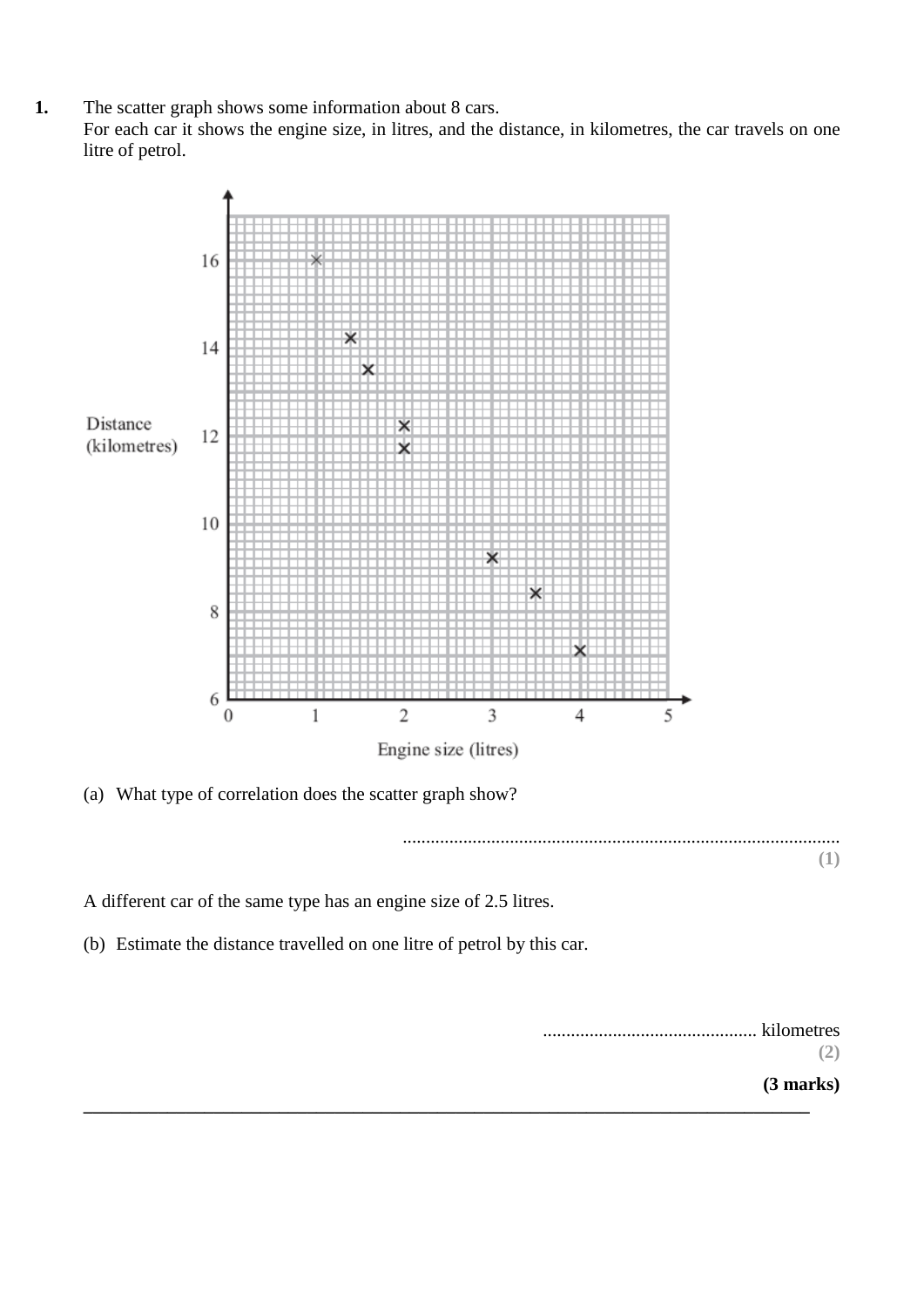**1.** The scatter graph shows some information about 8 cars.
For each car it shows the engine size, in litres, and the distance, in kilometres, the car travels on one litre of petrol.

(a) What type of correlation does the scatter graph show?

..............................................................................................
**(1)**

A different car of the same type has an engine size of 2.5 litres.

(b) Estimate the distance travelled on one litre of petrol by this car.

.............................................. kilometres
**(2)**

**(3 marks)**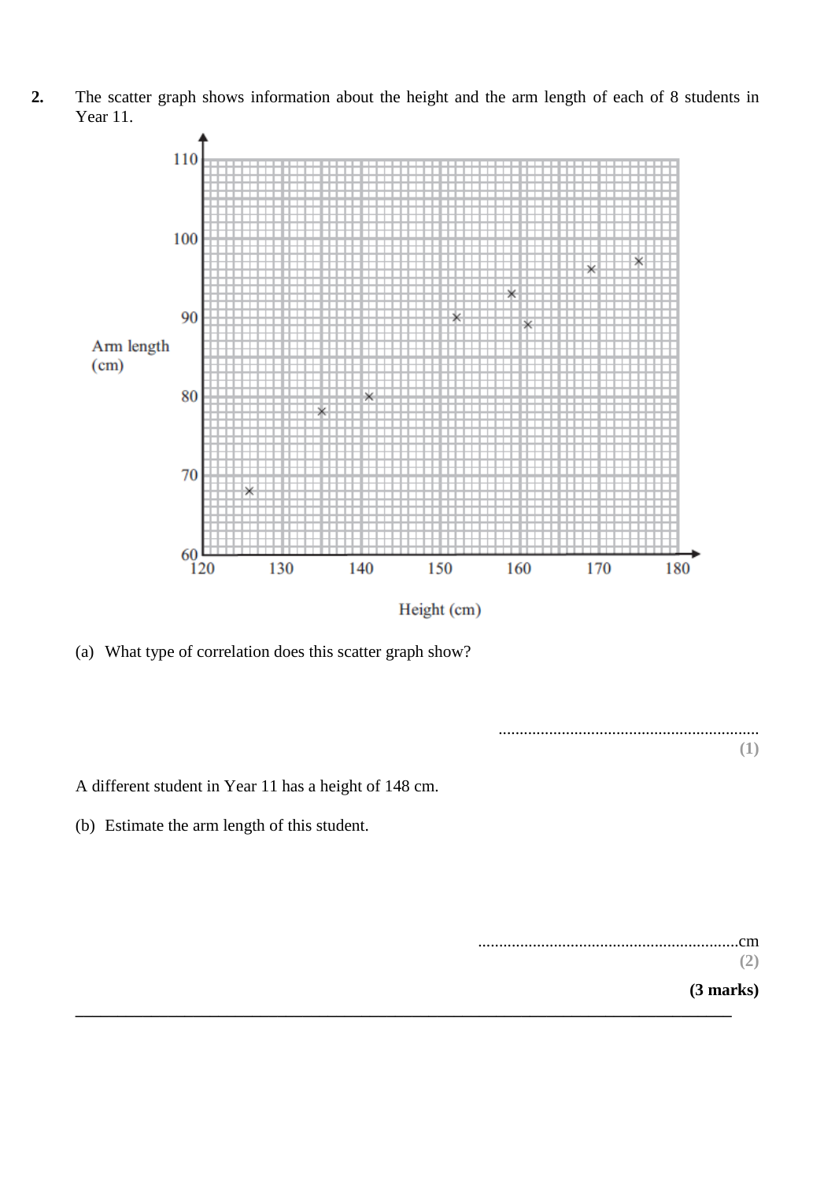**2.** The scatter graph shows information about the height and the arm length of each of 8 students in Year 11.

(a) What type of correlation does this scatter graph shows?

.............................................................
**(1)**

A different student in Year 11 has a height of 148 cm.

(b) Estimate the arm length of this student.

.............................................................cm
**(2)**

**(3 marks)**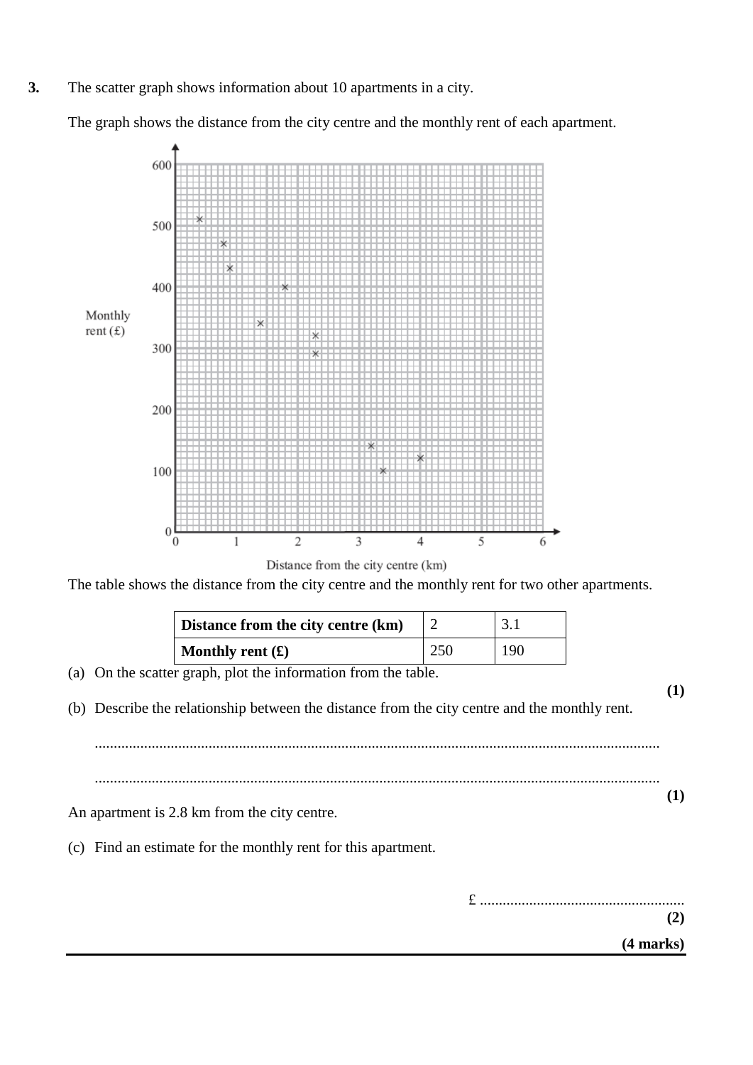**3.** The scatter graph shows information about 10 apartments in a city.

The graph shows the distance from the city centre and the monthly rent of each apartment.

The table shows the distance from the city centre and the monthly rent for two other apartments.

| **Distance from the city centre (km)** | 2 | 3.1 |
|---|---|---|
| **Monthly rent (£)** | 250 | 190 |

(a) On the scatter graph, plot the information from the table.

**(1)**

(b) Describe the relationship between the distance from the city centre and the monthly rent.

..........................................................................................................................................

..........................................................................................................................................

**(1)**

An apartment is 2.8 km from the city centre.

(c) Find an estimate for the monthly rent for this apartment.

£ ......................................................

**(2)**

**(4 marks)**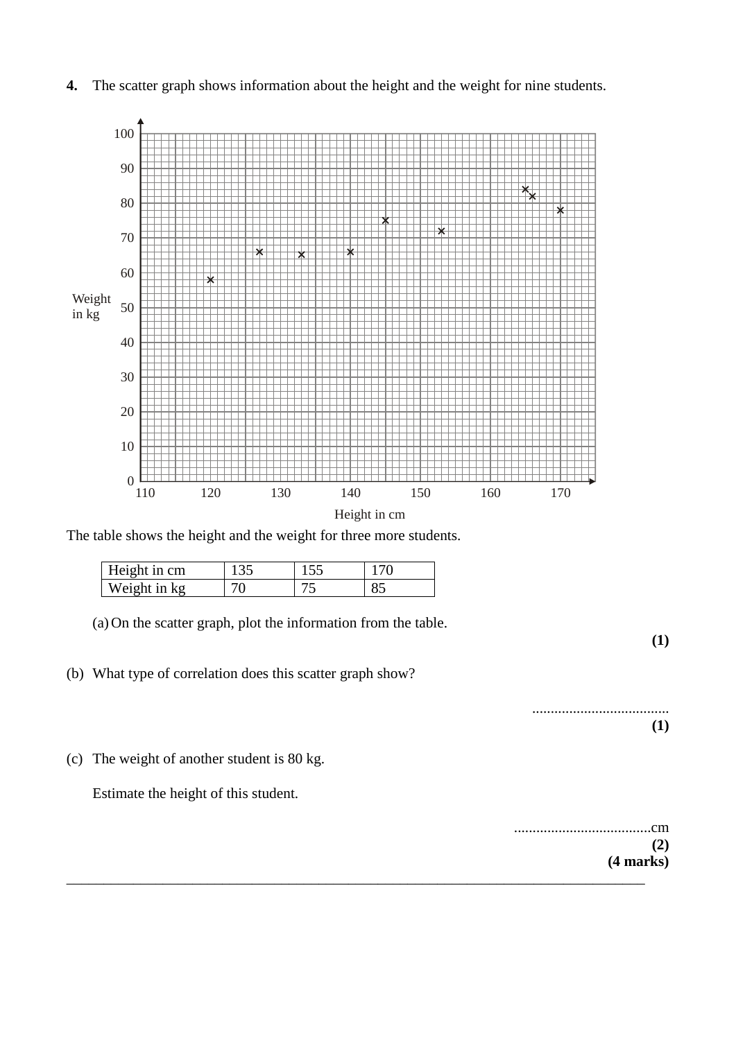**4.** The scatter graph shows information about the height and the weight for nine students.

The table shows the height and the weight for three more students.

| Height in cm | 135 | 155 | 170 |
|---|---|---|---|
| Weight in kg | 70 | 75 | 85 |

(a) On the scatter graph, plot the information from the table.

**(1)**

(b) What type of correlation does this scatter graph show?

....................................

**(1)**

(c) The weight of another student is 80 kg.

Estimate the height of this student.

....................................cm

**(2)**

**(4 marks)**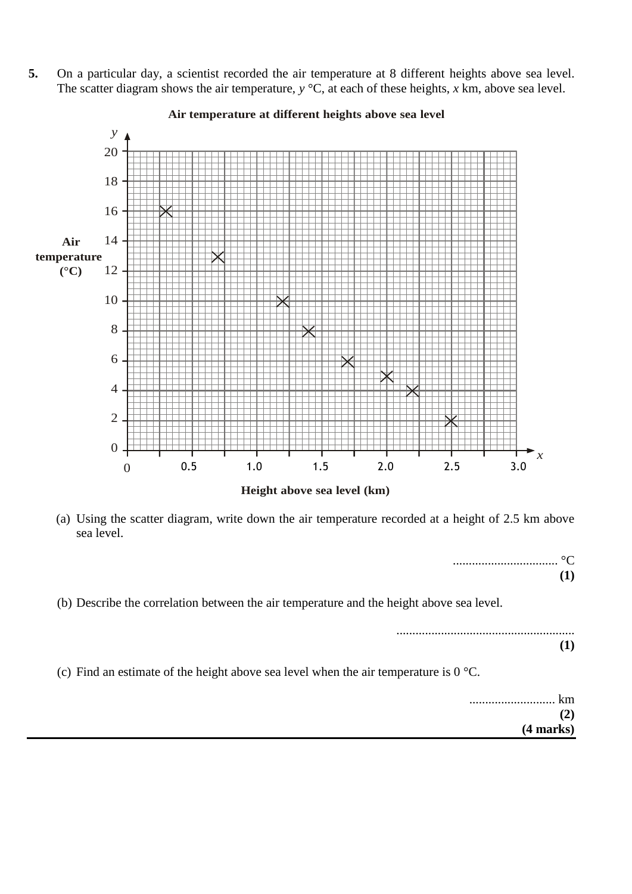**5.** On a particular day, a scientist recorded the air temperature at 8 different heights above sea level. The scatter diagram shows the air temperature, $y$ °C, at each of these heights, $x$ km, above sea level.

**Air temperature at different heights above sea level**

(a) Using the scatter diagram, write down the air temperature recorded at a height of 2.5 km above sea level.

................................ °C
**(1)**

(b) Describe the correlation between the air temperature and the height above sea level.

........................................................
**(1)**

(c) Find an estimate of the height above sea level when the air temperature is 0 °C.

........................... km
**(2)**
**(4 marks)**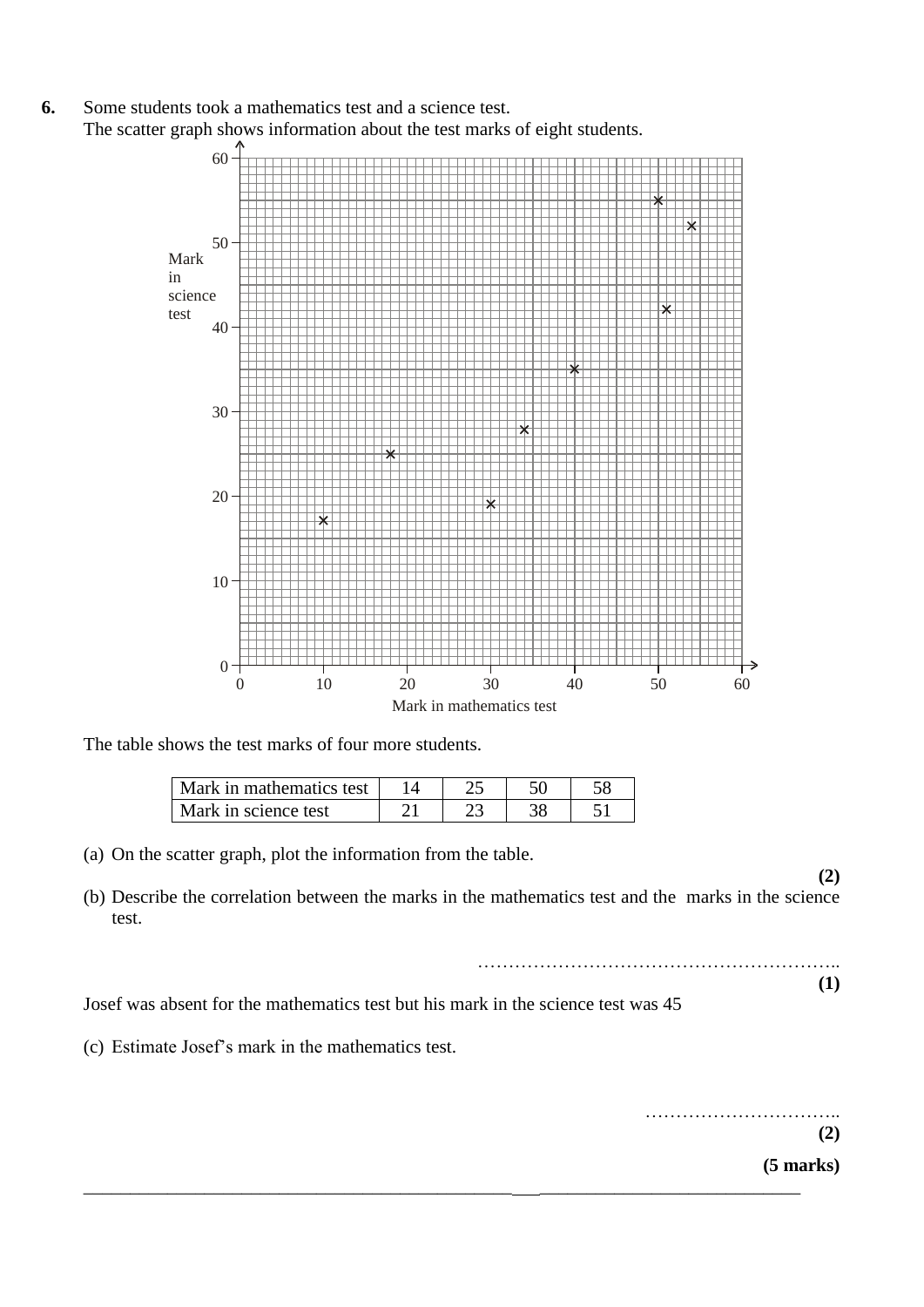**6.** Some students took a mathematics test and a science test.
The scatter graph shows information about the test marks of eight students.

The table shows the test marks of four more students.

| Mark in mathematics test | 14 | 25 | 50 | 58 |
|---|---|---|---|---|
| Mark in science test | 21 | 23 | 38 | 51 |

(a) On the scatter graph, plot the information from the table.

**(2)**

(b) Describe the correlation between the marks in the mathematics test and the marks in the science test.

…………………………………………………..

**(1)**

Josef was absent for the mathematics test but his mark in the science test was 45

(c) Estimate Josef's mark in the mathematics test.

…………………………..

**(2)**

**(5 marks)**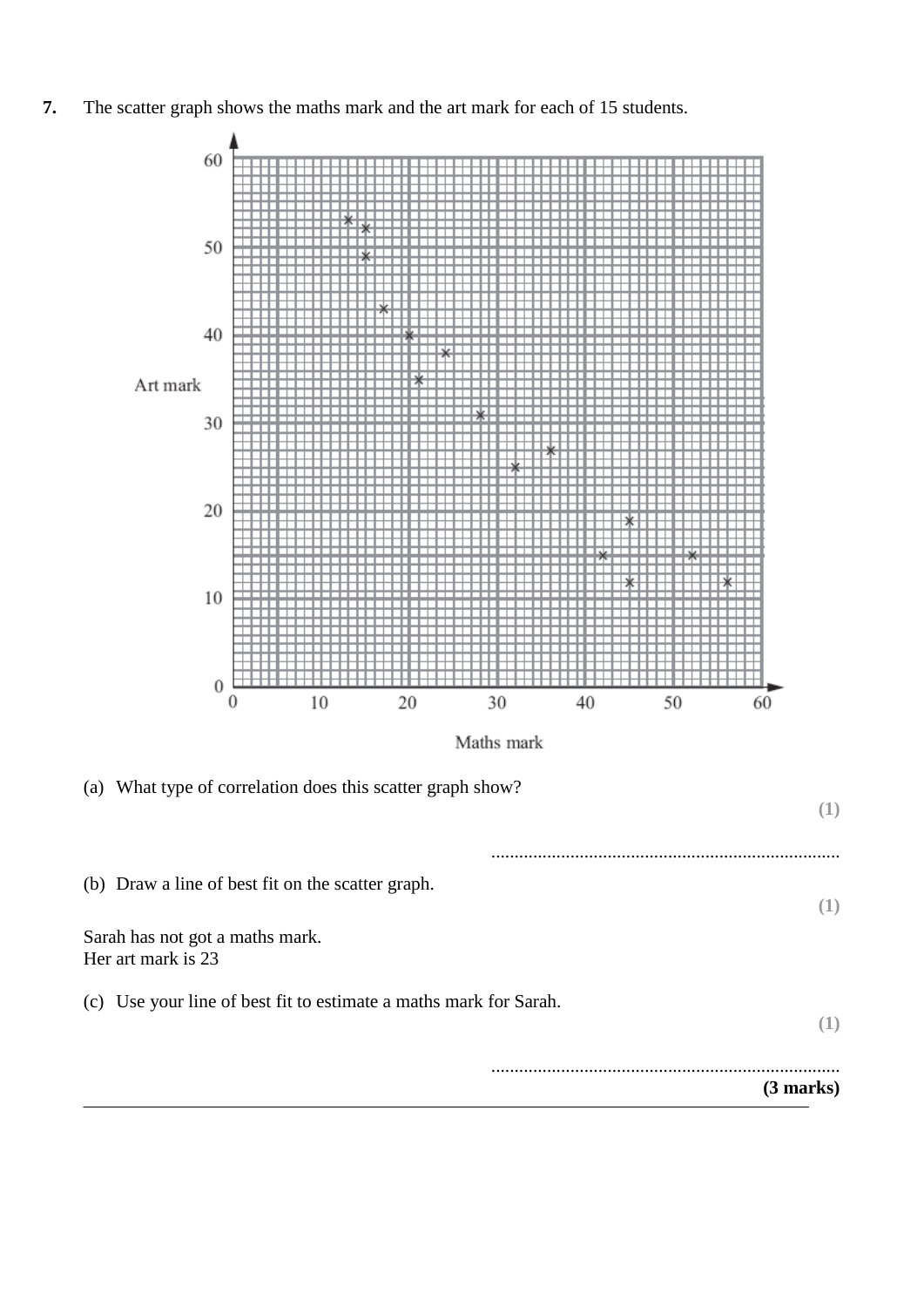**7.** The scatter graph shows the maths mark and the art mark for each of 15 students.

Art mark

60

50

40

30

20

10

0

0 10 20 30 40 50 60

Maths mark

(a) What type of correlation does this scatter graph show?

**(1)**

..........................................................................

(b) Draw a line of best fit on the scatter graph.

**(1)**

Sarah has not got a maths mark.
Her art mark is 23

(c) Use your line of best fit to estimate a maths mark for Sarah.

**(1)**

..........................................................................

**(3 marks)**